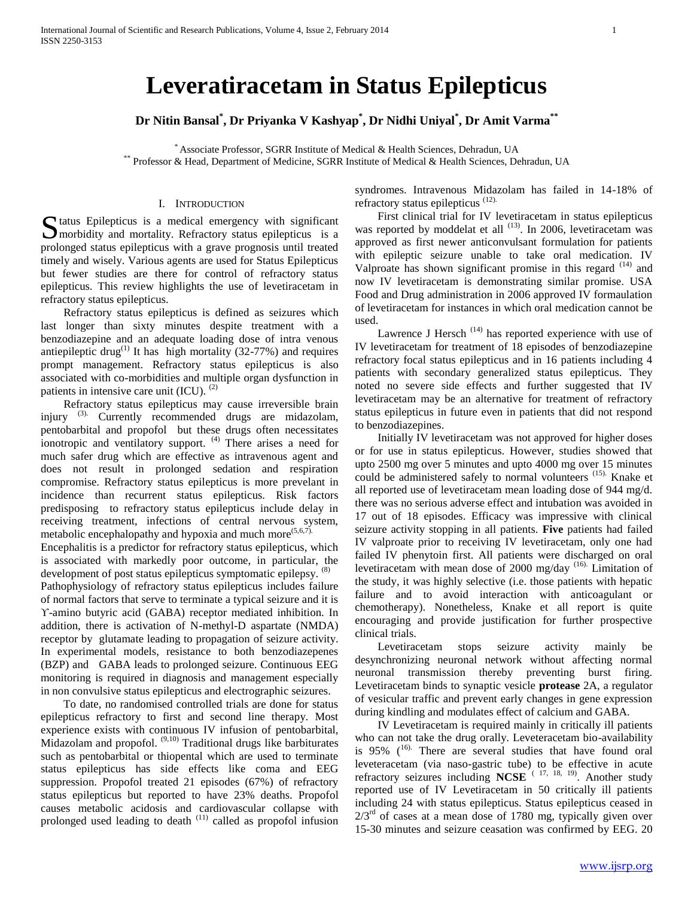# Leveratiracetam in Status Epilepticus

**Dr Nitin Bansal[*], Dr Priyanka V Kashyap[*], Dr Nidhi Uniyal[*], Dr Amit Varma[**]**

[*] Associate Professor, SGRR Institute of Medical & Health Sciences, Dehradun, UA
[**] Professor & Head, Department of Medicine, SGRR Institute of Medical & Health Sciences, Dehradun, UA

## I. Introduction

Status Epilepticus is a medical emergency with significant morbidity and mortality. Refractory status epilepticus is a prolonged status epilepticus with a grave prognosis until treated timely and wisely. Various agents are used for Status Epilepticus but fewer studies are there for control of refractory status epilepticus. This review highlights the use of levetiracetam in refractory status epilepticus.

Refractory status epilepticus is defined as seizures which last longer than sixty minutes despite treatment with a benzodiazepine and an adequate loading dose of intra venous antiepileptic drug[1] It has high mortality (32-77%) and requires prompt management. Refractory status epilepticus is also associated with co-morbidities and multiple organ dysfunction in patients in intensive care unit (ICU). [2]

Refractory status epilepticus may cause irreversible brain injury [3]. Currently recommended drugs are midazolam, pentobarbital and propofol but these drugs often necessitates ionotropic and ventilatory support. [4] There arises a need for much safer drug which are effective as intravenous agent and does not result in prolonged sedation and respiration compromise. Refractory status epilepticus is more prevelant in incidence than recurrent status epilepticus. Risk factors predisposing to refractory status epilepticus include delay in receiving treatment, infections of central nervous system, metabolic encephalopathy and hypoxia and much more[5,6,7].

Encephalitis is a predictor for refractory status epilepticus, which is associated with markedly poor outcome, in particular, the development of post status epilepticus symptomatic epilepsy. [8]

Pathophysiology of refractory status epilepticus includes failure of normal factors that serve to terminate a typical seizure and it is ϒ-amino butyric acid (GABA) receptor mediated inhibition. In addition, there is activation of N-methyl-D aspartate (NMDA) receptor by glutamate leading to propagation of seizure activity. In experimental models, resistance to both benzodiazepenes (BZP) and GABA leads to prolonged seizure. Continuous EEG monitoring is required in diagnosis and management especially in non convulsive status epilepticus and electrographic seizures.

To date, no randomised controlled trials are done for status epilepticus refractory to first and second line therapy. Most experience exists with continuous IV infusion of pentobarbital, Midazolam and propofol. [9,10] Traditional drugs like barbiturates such as pentobarbital or thiopental which are used to terminate status epilepticus has side effects like coma and EEG suppression. Propofol treated 21 episodes (67%) of refractory status epilepticus but reported to have 23% deaths. Propofol causes metabolic acidosis and cardiovascular collapse with prolonged used leading to death [11] called as propofol infusion syndromes. Intravenous Midazolam has failed in 14-18% of refractory status epilepticus [12].

First clinical trial for IV levetiracetam in status epilepticus was reported by moddelat et all [13]. In 2006, levetiracetam was approved as first newer anticonvulsant formulation for patients with epileptic seizure unable to take oral medication. IV Valproate has shown significant promise in this regard [14] and now IV levetiracetam is demonstrating similar promise. USA Food and Drug administration in 2006 approved IV formaulation of levetiracetam for instances in which oral medication cannot be used.

Lawrence J Hersch [14] has reported experience with use of IV levetiracetam for treatment of 18 episodes of benzodiazepine refractory focal status epilepticus and in 16 patients including 4 patients with secondary generalized status epilepticus. They noted no severe side effects and further suggested that IV levetiracetam may be an alternative for treatment of refractory status epilepticus in future even in patients that did not respond to benzodiazepines.

Initially IV levetiracetam was not approved for higher doses or for use in status epilepticus. However, studies showed that upto 2500 mg over 5 minutes and upto 4000 mg over 15 minutes could be administered safely to normal volunteers [15]. Knake et all reported use of levetiracetam mean loading dose of 944 mg/d. there was no serious adverse effect and intubation was avoided in 17 out of 18 episodes. Efficacy was impressive with clinical seizure activity stopping in all patients. **Five** patients had failed IV valproate prior to receiving IV levetiracetam, only one had failed IV phenytoin first. All patients were discharged on oral levetiracetam with mean dose of 2000 mg/day [16]. Limitation of the study, it was highly selective (i.e. those patients with hepatic failure and to avoid interaction with anticoagulant or chemotherapy). Nonetheless, Knake et all report is quite encouraging and provide justification for further prospective clinical trials.

Levetiracetam stops seizure activity mainly be desynchronizing neuronal network without affecting normal neuronal transmission thereby preventing burst firing. Levetiracetam binds to synaptic vesicle **protease** 2A, a regulator of vesicular traffic and prevent early changes in gene expression during kindling and modulates effect of calcium and GABA.

IV Levetiracetam is required mainly in critically ill patients who can not take the drug orally. Leveteracetam bio-availability is 95% ([16]. There are several studies that have found oral leveteracetam (via naso-gastric tube) to be effective in acute refractory seizures including **NCSE** [17, 18, 19]. Another study reported use of IV Levetiracetam in 50 critically ill patients including 24 with status epilepticus. Status epilepticus ceased in 2/3rd of cases at a mean dose of 1780 mg, typically given over 15-30 minutes and seizure ceasation was confirmed by EEG. 20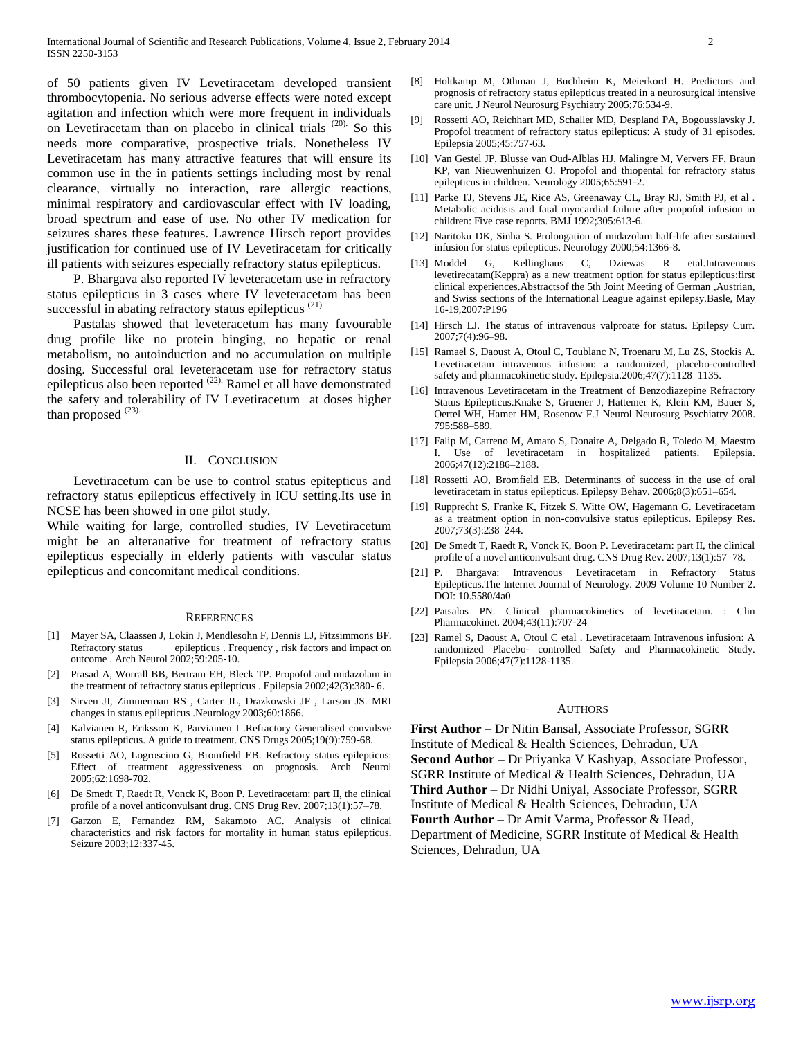of 50 patients given IV Levetiracetam developed transient thrombocytopenia. No serious adverse effects were noted except agitation and infection which were more frequent in individuals on Levetiracetam than on placebo in clinical trials [20]. So this needs more comparative, prospective trials. Nonetheless IV Levetiracetam has many attractive features that will ensure its common use in the in patients settings including most by renal clearance, virtually no interaction, rare allergic reactions, minimal respiratory and cardiovascular effect with IV loading, broad spectrum and ease of use. No other IV medication for seizures shares these features. Lawrence Hirsch report provides justification for continued use of IV Levetiracetam for critically ill patients with seizures especially refractory status epilepticus.

P. Bhargava also reported IV leveteracetam use in refractory status epilepticus in 3 cases where IV leveteracetam has been successful in abating refractory status epilepticus [21].

Pastalas showed that leveteracetum has many favourable drug profile like no protein binging, no hepatic or renal metabolism, no autoinduction and no accumulation on multiple dosing. Successful oral leveteracetam use for refractory status epilepticus also been reported [22]. Ramel et all have demonstrated the safety and tolerability of IV Levetiracetum at doses higher than proposed [23].

## II. Conclusion

Levetiracetum can be use to control status epitepticus and refractory status epilepticus effectively in ICU setting.Its use in NCSE has been showed in one pilot study.

While waiting for large, controlled studies, IV Levetiracetum might be an alteranative for treatment of refractory status epilepticus especially in elderly patients with vascular status epilepticus and concomitant medical conditions.

## References

[1] Mayer SA, Claassen J, Lokin J, Mendlesohn F, Dennis LJ, Fitzsimmons BF. Refractory status epilepticus . Frequency , risk factors and impact on outcome . Arch Neurol 2002;59:205-10.

[2] Prasad A, Worrall BB, Bertram EH, Bleck TP. Propofol and midazolam in the treatment of refractory status epilepticus . Epilepsia 2002;42(3):380- 6.

[3] Sirven JI, Zimmerman RS , Carter JL, Drazkowski JF , Larson JS. MRI changes in status epilepticus .Neurology 2003;60:1866.

[4] Kalvianen R, Eriksson K, Parviainen I .Refractory Generalised convulsve status epilepticus. A guide to treatment. CNS Drugs 2005;19(9):759-68.

[5] Rossetti AO, Logroscino G, Bromfield EB. Refractory status epilepticus: Effect of treatment aggressiveness on prognosis. Arch Neurol 2005;62:1698-702.

[6] De Smedt T, Raedt R, Vonck K, Boon P. Levetiracetam: part II, the clinical profile of a novel anticonvulsant drug. CNS Drug Rev. 2007;13(1):57–78.

[7] Garzon E, Fernandez RM, Sakamoto AC. Analysis of clinical characteristics and risk factors for mortality in human status epilepticus. Seizure 2003;12:337-45.

[8] Holtkamp M, Othman J, Buchheim K, Meierkord H. Predictors and prognosis of refractory status epilepticus treated in a neurosurgical intensive care unit. J Neurol Neurosurg Psychiatry 2005;76:534-9.

[9] Rossetti AO, Reichhart MD, Schaller MD, Despland PA, Bogousslavsky J. Propofol treatment of refractory status epilepticus: A study of 31 episodes. Epilepsia 2005;45:757-63.

[10] Van Gestel JP, Blusse van Oud-Alblas HJ, Malingre M, Ververs FF, Braun KP, van Nieuwenhuizen O. Propofol and thiopental for refractory status epilepticus in children. Neurology 2005;65:591-2.

[11] Parke TJ, Stevens JE, Rice AS, Greenaway CL, Bray RJ, Smith PJ, et al . Metabolic acidosis and fatal myocardial failure after propofol infusion in children: Five case reports. BMJ 1992;305:613-6.

[12] Naritoku DK, Sinha S. Prolongation of midazolam half-life after sustained infusion for status epilepticus. Neurology 2000;54:1366-8.

[13] Moddel G, Kellinghaus C, Dziewas R etal.Intravenous levetirecatam(Keppra) as a new treatment option for status epilepticus:first clinical experiences.Abstractsof the 5th Joint Meeting of German ,Austrian, and Swiss sections of the International League against epilepsy.Basle, May 16-19,2007:P196

[14] Hirsch LJ. The status of intravenous valproate for status. Epilepsy Curr. 2007;7(4):96–98.

[15] Ramael S, Daoust A, Otoul C, Toublanc N, Troenaru M, Lu ZS, Stockis A. Levetiracetam intravenous infusion: a randomized, placebo-controlled safety and pharmacokinetic study. Epilepsia.2006;47(7):1128–1135.

[16] Intravenous Levetiracetam in the Treatment of Benzodiazepine Refractory Status Epilepticus.Knake S, Gruener J, Hattemer K, Klein KM, Bauer S, Oertel WH, Hamer HM, Rosenow F.J Neurol Neurosurg Psychiatry 2008. 795:588–589.

[17] Falip M, Carreno M, Amaro S, Donaire A, Delgado R, Toledo M, Maestro I. Use of levetiracetam in hospitalized patients. Epilepsia. 2006;47(12):2186–2188.

[18] Rossetti AO, Bromfield EB. Determinants of success in the use of oral levetiracetam in status epilepticus. Epilepsy Behav. 2006;8(3):651–654.

[19] Rupprecht S, Franke K, Fitzek S, Witte OW, Hagemann G. Levetiracetam as a treatment option in non-convulsive status epilepticus. Epilepsy Res. 2007;73(3):238–244.

[20] De Smedt T, Raedt R, Vonck K, Boon P. Levetiracetam: part II, the clinical profile of a novel anticonvulsant drug. CNS Drug Rev. 2007;13(1):57–78.

[21] P. Bhargava: Intravenous Levetiracetam in Refractory Status Epilepticus.The Internet Journal of Neurology. 2009 Volume 10 Number 2. DOI: 10.5580/4a0

[22] Patsalos PN. Clinical pharmacokinetics of levetiracetam. : Clin Pharmacokinet. 2004;43(11):707-24

[23] Ramel S, Daoust A, Otoul C etal . Levetiracetaam Intravenous infusion: A randomized Placebo- controlled Safety and Pharmacokinetic Study. Epilepsia 2006;47(7):1128-1135.

## Authors

**First Author** – Dr Nitin Bansal, Associate Professor, SGRR Institute of Medical & Health Sciences, Dehradun, UA

**Second Author** – Dr Priyanka V Kashyap, Associate Professor, SGRR Institute of Medical & Health Sciences, Dehradun, UA

**Third Author** – Dr Nidhi Uniyal, Associate Professor, SGRR Institute of Medical & Health Sciences, Dehradun, UA

**Fourth Author** – Dr Amit Varma, Professor & Head, Department of Medicine, SGRR Institute of Medical & Health Sciences, Dehradun, UA